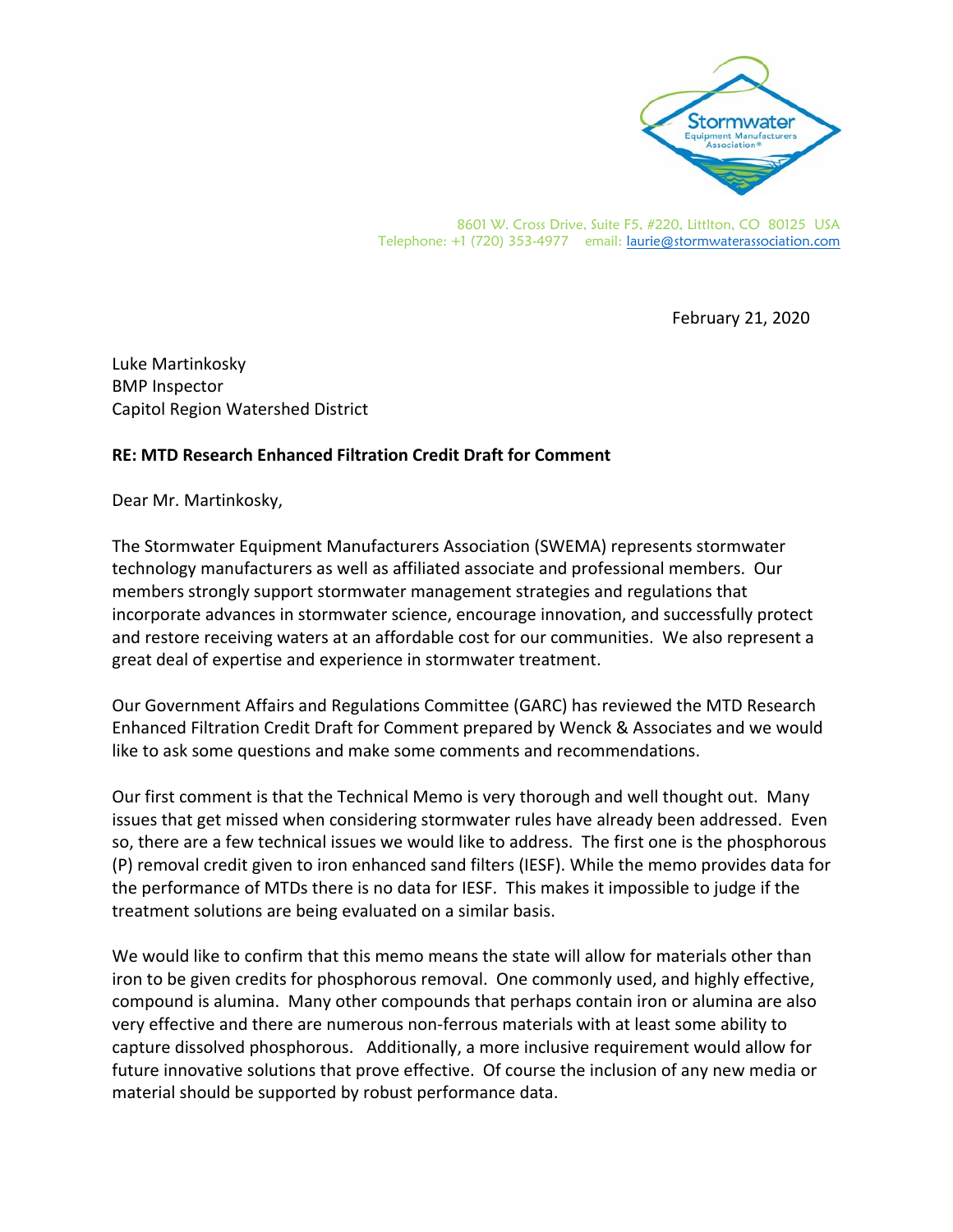Stormwater Equipment Manufacturers Association®

8601 W. Cross Drive, Suite F5, #220, Littlton, CO 80125 USA
Telephone: +1 (720) 353-4977 email: laurie@stormwaterassociation.com

February 21, 2020

Luke Martinkosky
BMP Inspector
Capitol Region Watershed District

**RE: MTD Research Enhanced Filtration Credit Draft for Comment**

Dear Mr. Martinkosky,

The Stormwater Equipment Manufacturers Association (SWEMA) represents stormwater technology manufacturers as well as affiliated associate and professional members. Our members strongly support stormwater management strategies and regulations that incorporate advances in stormwater science, encourage innovation, and successfully protect and restore receiving waters at an affordable cost for our communities. We also represent a great deal of expertise and experience in stormwater treatment.

Our Government Affairs and Regulations Committee (GARC) has reviewed the MTD Research Enhanced Filtration Credit Draft for Comment prepared by Wenck & Associates and we would like to ask some questions and make some comments and recommendations.

Our first comment is that the Technical Memo is very thorough and well thought out. Many issues that get missed when considering stormwater rules have already been addressed. Even so, there are a few technical issues we would like to address. The first one is the phosphorous (P) removal credit given to iron enhanced sand filters (IESF). While the memo provides data for the performance of MTDs there is no data for IESF. This makes it impossible to judge if the treatment solutions are being evaluated on a similar basis.

We would like to confirm that this memo means the state will allow for materials other than iron to be given credits for phosphorous removal. One commonly used, and highly effective, compound is alumina. Many other compounds that perhaps contain iron or alumina are also very effective and there are numerous non-ferrous materials with at least some ability to capture dissolved phosphorous. Additionally, a more inclusive requirement would allow for future innovative solutions that prove effective. Of course the inclusion of any new media or material should be supported by robust performance data.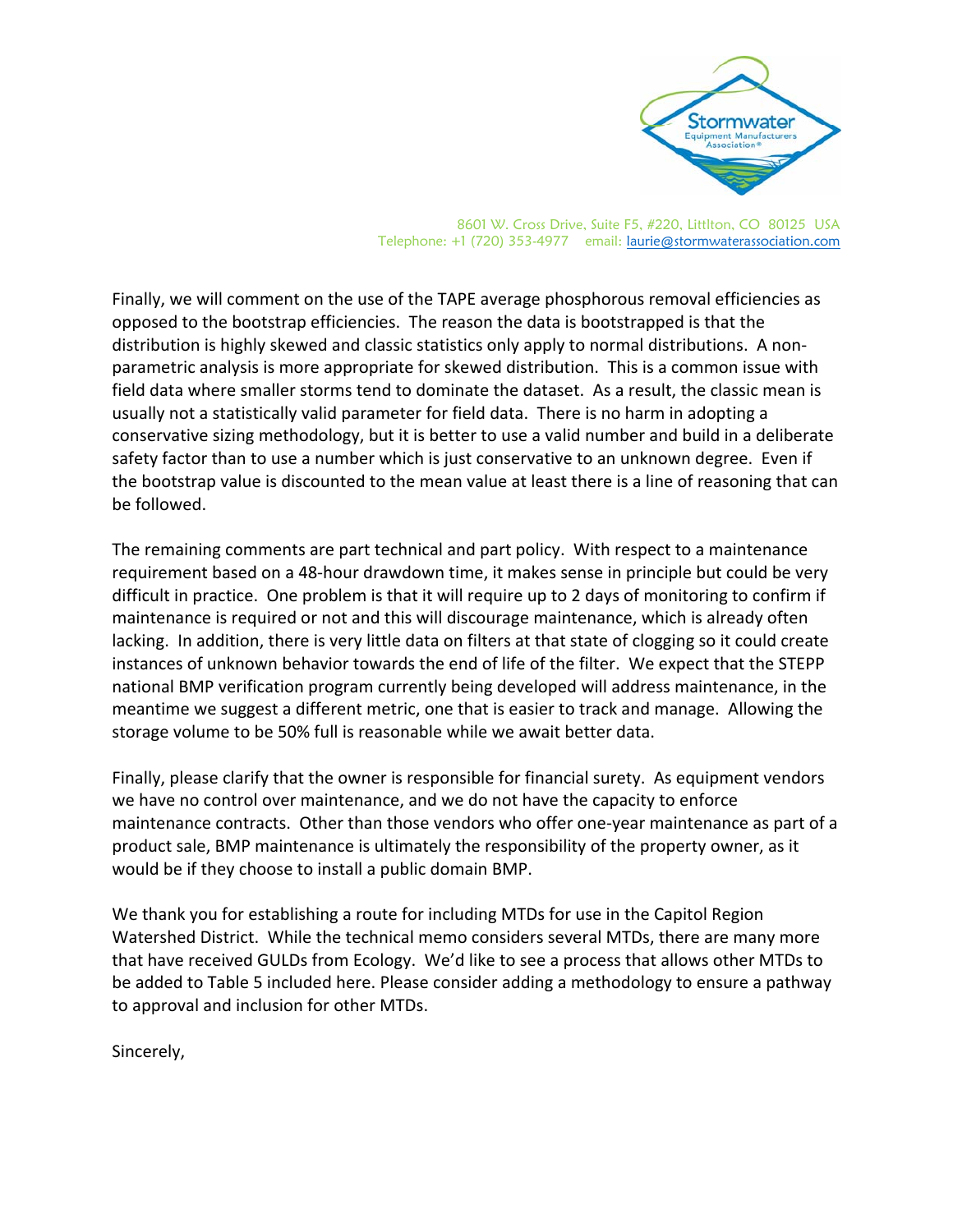Finally, we will comment on the use of the TAPE average phosphorous removal efficiencies as opposed to the bootstrap efficiencies. The reason the data is bootstrapped is that the distribution is highly skewed and classic statistics only apply to normal distributions. A non-parametric analysis is more appropriate for skewed distribution. This is a common issue with field data where smaller storms tend to dominate the dataset. As a result, the classic mean is usually not a statistically valid parameter for field data. There is no harm in adopting a conservative sizing methodology, but it is better to use a valid number and build in a deliberate safety factor than to use a number which is just conservative to an unknown degree. Even if the bootstrap value is discounted to the mean value at least there is a line of reasoning that can be followed.

The remaining comments are part technical and part policy. With respect to a maintenance requirement based on a 48-hour drawdown time, it makes sense in principle but could be very difficult in practice. One problem is that it will require up to 2 days of monitoring to confirm if maintenance is required or not and this will discourage maintenance, which is already often lacking. In addition, there is very little data on filters at that state of clogging so it could create instances of unknown behavior towards the end of life of the filter. We expect that the STEPP national BMP verification program currently being developed will address maintenance, in the meantime we suggest a different metric, one that is easier to track and manage. Allowing the storage volume to be 50% full is reasonable while we await better data.

Finally, please clarify that the owner is responsible for financial surety. As equipment vendors we have no control over maintenance, and we do not have the capacity to enforce maintenance contracts. Other than those vendors who offer one-year maintenance as part of a product sale, BMP maintenance is ultimately the responsibility of the property owner, as it would be if they choose to install a public domain BMP.

We thank you for establishing a route for including MTDs for use in the Capitol Region Watershed District. While the technical memo considers several MTDs, there are many more that have received GULDs from Ecology. We'd like to see a process that allows other MTDs to be added to Table 5 included here. Please consider adding a methodology to ensure a pathway to approval and inclusion for other MTDs.

Sincerely,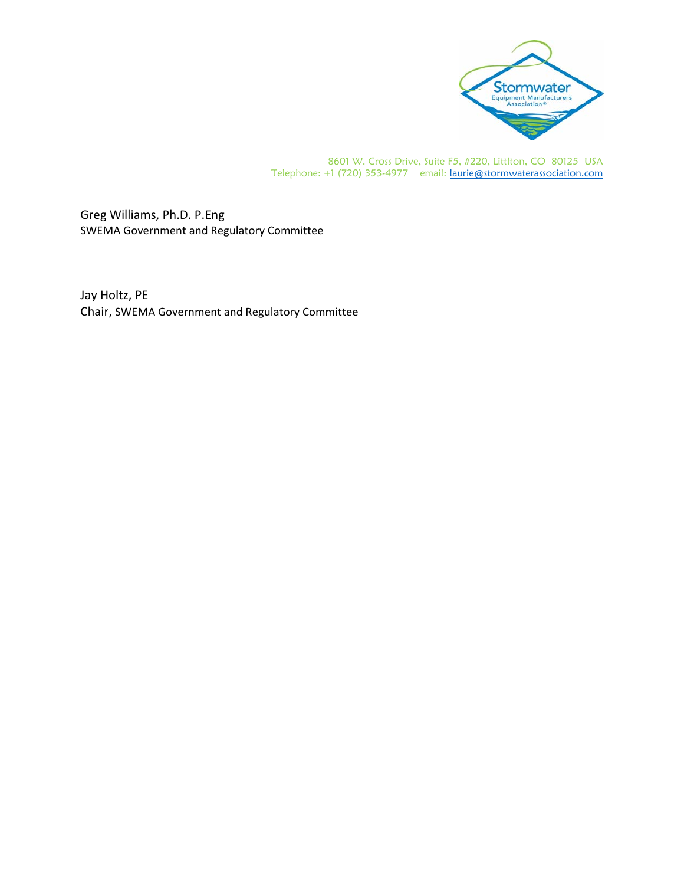8601 W. Cross Drive, Suite F5, #220, Littlton, CO 80125 USA
Telephone: +1 (720) 353-4977 email: laurie@stormwaterassociation.com

Greg Williams, Ph.D. P.Eng
SWEMA Government and Regulatory Committee

Jay Holtz, PE
Chair, SWEMA Government and Regulatory Committee